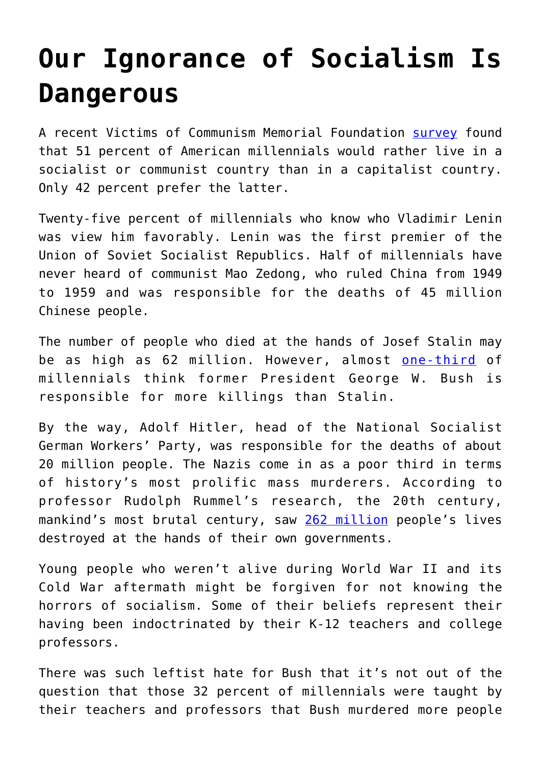# Our Ignorance of Socialism Is Dangerous

A recent Victims of Communism Memorial Foundation survey found that 51 percent of American millennials would rather live in a socialist or communist country than in a capitalist country. Only 42 percent prefer the latter.

Twenty-five percent of millennials who know who Vladimir Lenin was view him favorably. Lenin was the first premier of the Union of Soviet Socialist Republics. Half of millennials have never heard of communist Mao Zedong, who ruled China from 1949 to 1959 and was responsible for the deaths of 45 million Chinese people.

The number of people who died at the hands of Josef Stalin may be as high as 62 million. However, almost one-third of millennials think former President George W. Bush is responsible for more killings than Stalin.

By the way, Adolf Hitler, head of the National Socialist German Workers' Party, was responsible for the deaths of about 20 million people. The Nazis come in as a poor third in terms of history's most prolific mass murderers. According to professor Rudolph Rummel's research, the 20th century, mankind's most brutal century, saw 262 million people's lives destroyed at the hands of their own governments.

Young people who weren't alive during World War II and its Cold War aftermath might be forgiven for not knowing the horrors of socialism. Some of their beliefs represent their having been indoctrinated by their K-12 teachers and college professors.

There was such leftist hate for Bush that it's not out of the question that those 32 percent of millennials were taught by their teachers and professors that Bush murdered more people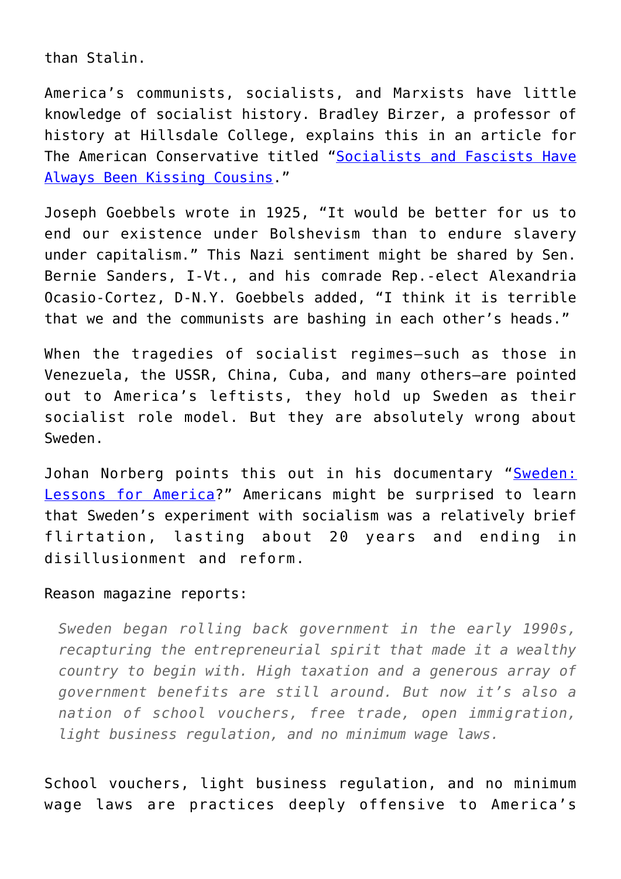than Stalin.

America's communists, socialists, and Marxists have little knowledge of socialist history. Bradley Birzer, a professor of history at Hillsdale College, explains this in an article for The American Conservative titled "[Socialists and Fascists Have Always Been Kissing Cousins](#)."

Joseph Goebbels wrote in 1925, "It would be better for us to end our existence under Bolshevism than to endure slavery under capitalism." This Nazi sentiment might be shared by Sen. Bernie Sanders, I-Vt., and his comrade Rep.-elect Alexandria Ocasio-Cortez, D-N.Y. Goebbels added, "I think it is terrible that we and the communists are bashing in each other's heads."

When the tragedies of socialist regimes—such as those in Venezuela, the USSR, China, Cuba, and many others—are pointed out to America's leftists, they hold up Sweden as their socialist role model. But they are absolutely wrong about Sweden.

Johan Norberg points this out in his documentary "[Sweden: Lessons for America](#)?" Americans might be surprised to learn that Sweden's experiment with socialism was a relatively brief flirtation, lasting about 20 years and ending in disillusionment and reform.

Reason magazine reports:

> *Sweden began rolling back government in the early 1990s, recapturing the entrepreneurial spirit that made it a wealthy country to begin with. High taxation and a generous array of government benefits are still around. But now it's also a nation of school vouchers, free trade, open immigration, light business regulation, and no minimum wage laws.*

School vouchers, light business regulation, and no minimum wage laws are practices deeply offensive to America's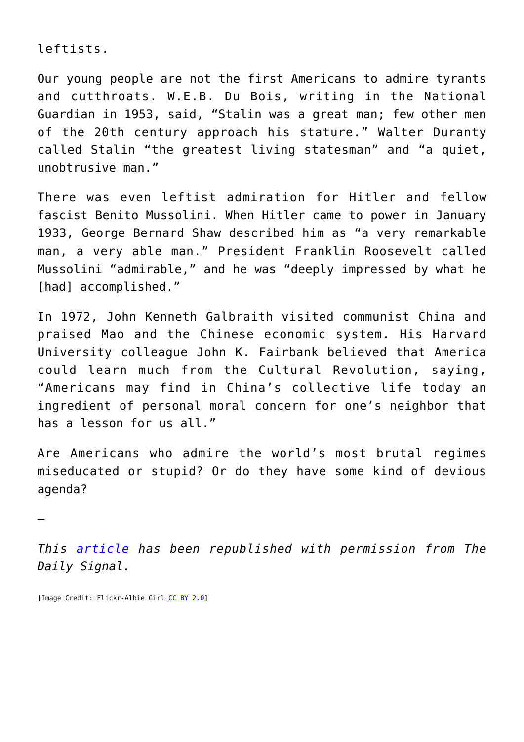leftists.

Our young people are not the first Americans to admire tyrants and cutthroats. W.E.B. Du Bois, writing in the National Guardian in 1953, said, “Stalin was a great man; few other men of the 20th century approach his stature.” Walter Duranty called Stalin “the greatest living statesman” and “a quiet, unobtrusive man.”

There was even leftist admiration for Hitler and fellow fascist Benito Mussolini. When Hitler came to power in January 1933, George Bernard Shaw described him as “a very remarkable man, a very able man.” President Franklin Roosevelt called Mussolini “admirable,” and he was “deeply impressed by what he [had] accomplished.”

In 1972, John Kenneth Galbraith visited communist China and praised Mao and the Chinese economic system. His Harvard University colleague John K. Fairbank believed that America could learn much from the Cultural Revolution, saying, “Americans may find in China’s collective life today an ingredient of personal moral concern for one’s neighbor that has a lesson for us all.”

Are Americans who admire the world’s most brutal regimes miseducated or stupid? Or do they have some kind of devious agenda?

—

*This [article](#) has been republished with permission from The Daily Signal.*

[Image Credit: Flickr-Albie Girl [CC BY 2.0](#)]